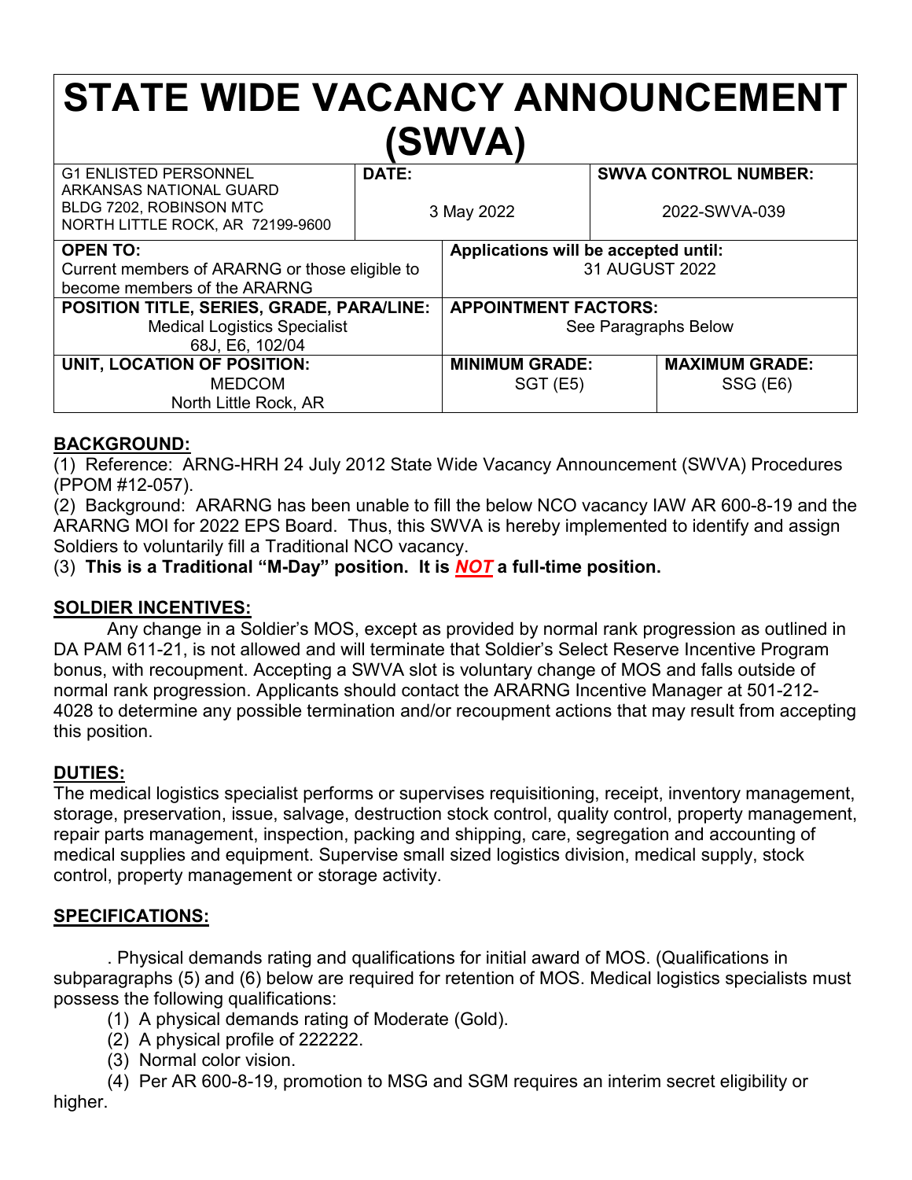# STATE WIDE VACANCY ANNOUNCEMENT (SWVA)

| G1 ENLISTED PERSONNEL<br>ARKANSAS NATIONAL GUARD<br>BLDG 7202, ROBINSON MTC<br>NORTH LITTLE ROCK, AR 72199-9600 | **DATE:**<br>3 May 2022 | **SWVA CONTROL NUMBER:**<br>2022-SWVA-039 |
|---|---|---|

| **OPEN TO:**<br>Current members of ARARNG or those eligible to become members of the ARARNG | **Applications will be accepted until:**<br>31 AUGUST 2022 | |
|---|---|---|
| **POSITION TITLE, SERIES, GRADE, PARA/LINE:**<br>Medical Logistics Specialist<br>68J, E6, 102/04 | **APPOINTMENT FACTORS:**<br>See Paragraphs Below | |
| **UNIT, LOCATION OF POSITION:**<br>MEDCOM<br>North Little Rock, AR | **MINIMUM GRADE:**<br>SGT (E5) | **MAXIMUM GRADE:**<br>SSG (E6) |

## BACKGROUND:

(1) Reference: ARNG-HRH 24 July 2012 State Wide Vacancy Announcement (SWVA) Procedures (PPOM #12-057).

(2) Background: ARARNG has been unable to fill the below NCO vacancy IAW AR 600-8-19 and the ARARNG MOI for 2022 EPS Board. Thus, this SWVA is hereby implemented to identify and assign Soldiers to voluntarily fill a Traditional NCO vacancy.

(3) **This is a Traditional "M-Day" position. It is *NOT* a full-time position.**

## SOLDIER INCENTIVES:

Any change in a Soldier's MOS, except as provided by normal rank progression as outlined in DA PAM 611-21, is not allowed and will terminate that Soldier's Select Reserve Incentive Program bonus, with recoupment. Accepting a SWVA slot is voluntary change of MOS and falls outside of normal rank progression. Applicants should contact the ARARNG Incentive Manager at 501-212-4028 to determine any possible termination and/or recoupment actions that may result from accepting this position.

## DUTIES:

The medical logistics specialist performs or supervises requisitioning, receipt, inventory management, storage, preservation, issue, salvage, destruction stock control, quality control, property management, repair parts management, inspection, packing and shipping, care, segregation and accounting of medical supplies and equipment. Supervise small sized logistics division, medical supply, stock control, property management or storage activity.

## SPECIFICATIONS:

. Physical demands rating and qualifications for initial award of MOS. (Qualifications in subparagraphs (5) and (6) below are required for retention of MOS. Medical logistics specialists must possess the following qualifications:

(1) A physical demands rating of Moderate (Gold).

(2) A physical profile of 222222.

(3) Normal color vision.

(4) Per AR 600-8-19, promotion to MSG and SGM requires an interim secret eligibility or higher.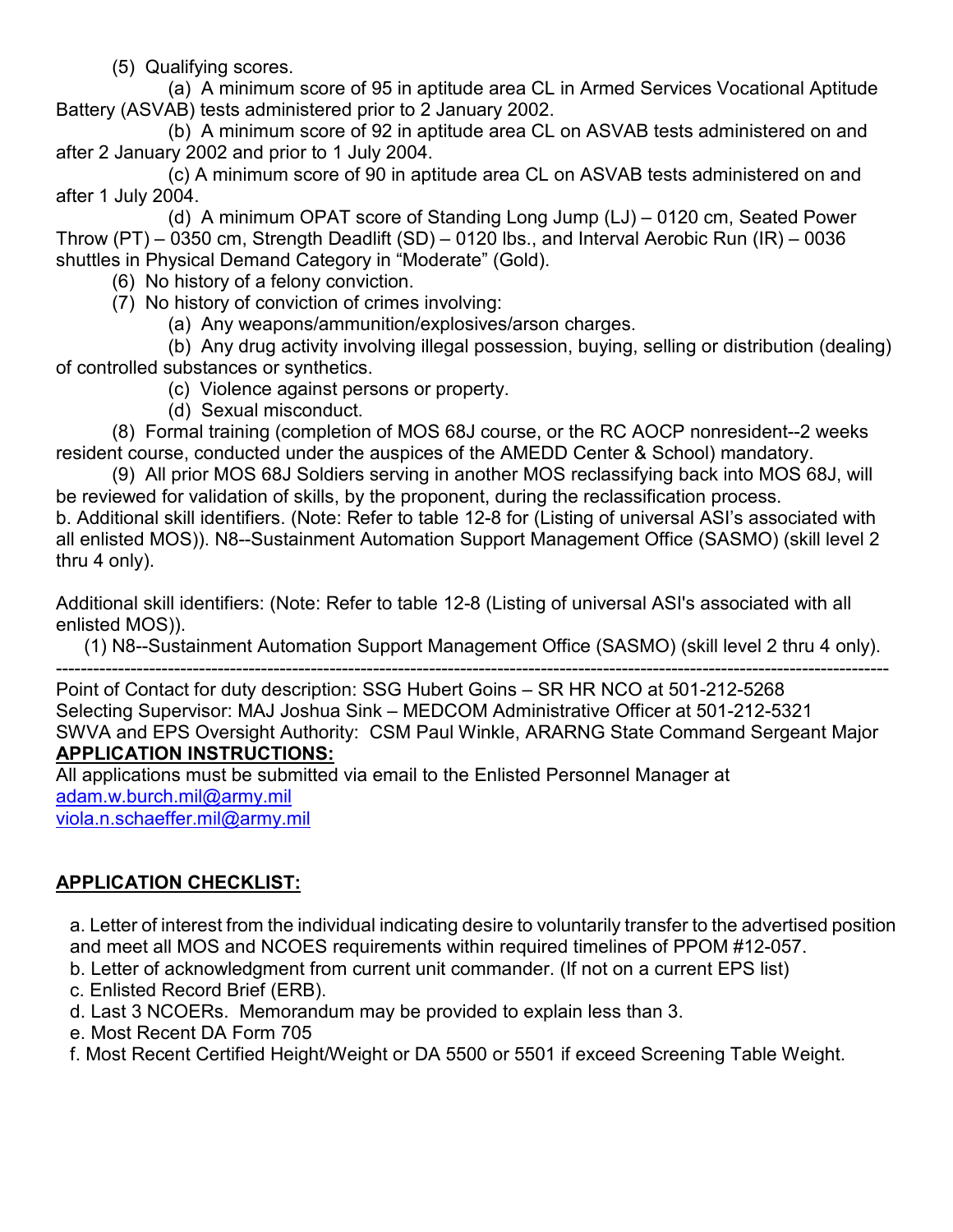(5) Qualifying scores.

(a) A minimum score of 95 in aptitude area CL in Armed Services Vocational Aptitude Battery (ASVAB) tests administered prior to 2 January 2002.

(b) A minimum score of 92 in aptitude area CL on ASVAB tests administered on and after 2 January 2002 and prior to 1 July 2004.

(c) A minimum score of 90 in aptitude area CL on ASVAB tests administered on and after 1 July 2004.

(d) A minimum OPAT score of Standing Long Jump (LJ) – 0120 cm, Seated Power Throw (PT) – 0350 cm, Strength Deadlift (SD) – 0120 lbs., and Interval Aerobic Run (IR) – 0036 shuttles in Physical Demand Category in "Moderate" (Gold).

(6) No history of a felony conviction.

(7) No history of conviction of crimes involving:

(a) Any weapons/ammunition/explosives/arson charges.

(b) Any drug activity involving illegal possession, buying, selling or distribution (dealing) of controlled substances or synthetics.

(c) Violence against persons or property.

(d) Sexual misconduct.

(8) Formal training (completion of MOS 68J course, or the RC AOCP nonresident--2 weeks resident course, conducted under the auspices of the AMEDD Center & School) mandatory.

(9) All prior MOS 68J Soldiers serving in another MOS reclassifying back into MOS 68J, will be reviewed for validation of skills, by the proponent, during the reclassification process.

b. Additional skill identifiers. (Note: Refer to table 12-8 for (Listing of universal ASI's associated with all enlisted MOS)). N8--Sustainment Automation Support Management Office (SASMO) (skill level 2 thru 4 only).

Additional skill identifiers: (Note: Refer to table 12-8 (Listing of universal ASI's associated with all enlisted MOS)).

(1) N8--Sustainment Automation Support Management Office (SASMO) (skill level 2 thru 4 only).

---

Point of Contact for duty description: SSG Hubert Goins – SR HR NCO at 501-212-5268
Selecting Supervisor: MAJ Joshua Sink – MEDCOM Administrative Officer at 501-212-5321
SWVA and EPS Oversight Authority: CSM Paul Winkle, ARARNG State Command Sergeant Major

**APPLICATION INSTRUCTIONS:**

All applications must be submitted via email to the Enlisted Personnel Manager at
adam.w.burch.mil@army.mil
viola.n.schaeffer.mil@army.mil

**APPLICATION CHECKLIST:**

a. Letter of interest from the individual indicating desire to voluntarily transfer to the advertised position and meet all MOS and NCOES requirements within required timelines of PPOM #12-057.
b. Letter of acknowledgment from current unit commander. (If not on a current EPS list)
c. Enlisted Record Brief (ERB).
d. Last 3 NCOERs. Memorandum may be provided to explain less than 3.
e. Most Recent DA Form 705
f. Most Recent Certified Height/Weight or DA 5500 or 5501 if exceed Screening Table Weight.